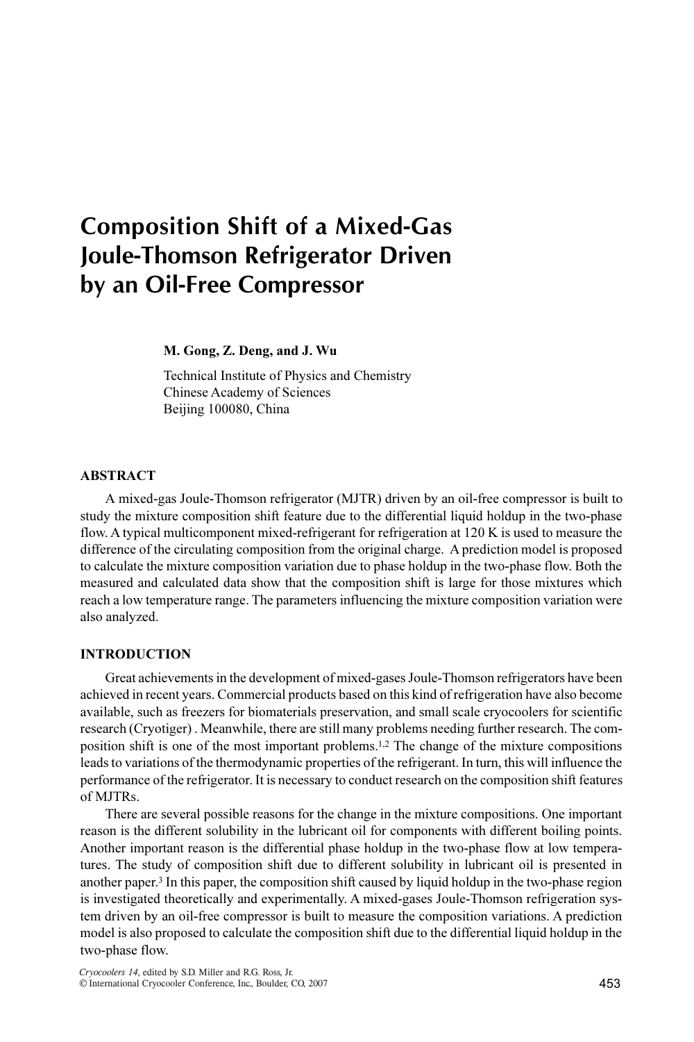# Composition Shift of a Mixed-Gas Joule-Thomson Refrigerator Driven by an Oil-Free Compressor

**M. Gong, Z. Deng, and J. Wu**

Technical Institute of Physics and Chemistry
Chinese Academy of Sciences
Beijing 100080, China

## ABSTRACT

A mixed-gas Joule-Thomson refrigerator (MJTR) driven by an oil-free compressor is built to study the mixture composition shift feature due to the differential liquid holdup in the two-phase flow. A typical multicomponent mixed-refrigerant for refrigeration at 120 K is used to measure the difference of the circulating composition from the original charge. A prediction model is proposed to calculate the mixture composition variation due to phase holdup in the two-phase flow. Both the measured and calculated data show that the composition shift is large for those mixtures which reach a low temperature range. The parameters influencing the mixture composition variation were also analyzed.

## INTRODUCTION

Great achievements in the development of mixed-gases Joule-Thomson refrigerators have been achieved in recent years. Commercial products based on this kind of refrigeration have also become available, such as freezers for biomaterials preservation, and small scale cryocoolers for scientific research (Cryotiger) . Meanwhile, there are still many problems needing further research. The composition shift is one of the most important problems.[1,2] The change of the mixture compositions leads to variations of the thermodynamic properties of the refrigerant. In turn, this will influence the performance of the refrigerator. It is necessary to conduct research on the composition shift features of MJTRs.

There are several possible reasons for the change in the mixture compositions. One important reason is the different solubility in the lubricant oil for components with different boiling points. Another important reason is the differential phase holdup in the two-phase flow at low temperatures. The study of composition shift due to different solubility in lubricant oil is presented in another paper.[3] In this paper, the composition shift caused by liquid holdup in the two-phase region is investigated theoretically and experimentally. A mixed-gases Joule-Thomson refrigeration system driven by an oil-free compressor is built to measure the composition variations. A prediction model is also proposed to calculate the composition shift due to the differential liquid holdup in the two-phase flow.

*Cryocoolers 14*, edited by S.D. Miller and R.G. Ross, Jr.
© International Cryocooler Conference, Inc., Boulder, CO, 2007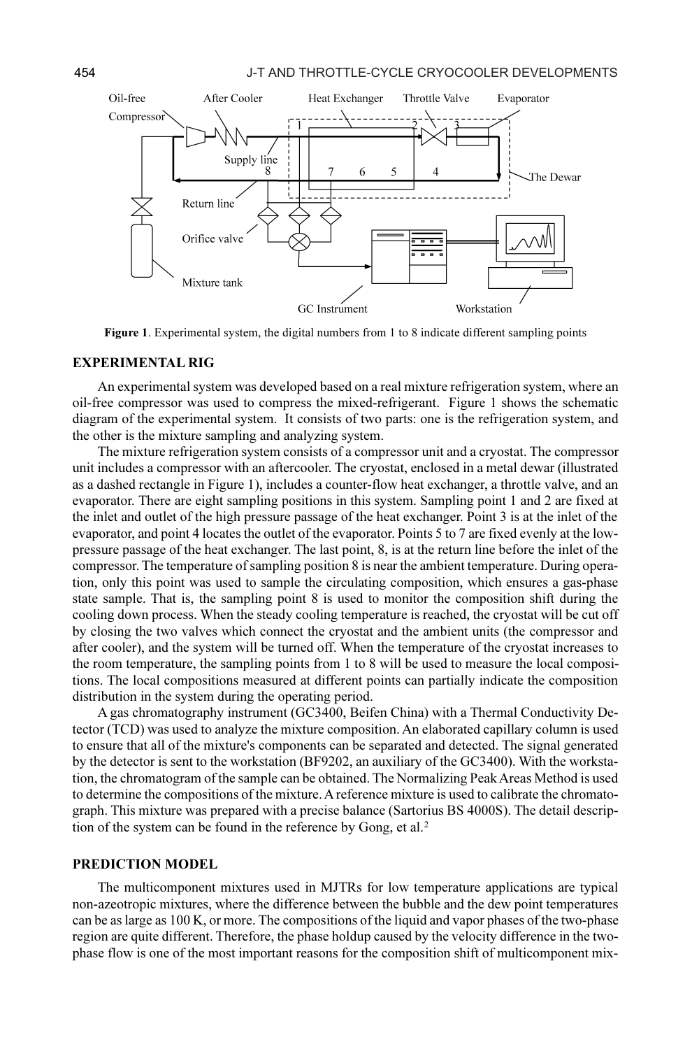**Figure 1**. Experimental system, the digital numbers from 1 to 8 indicate different sampling points

## EXPERIMENTAL RIG

An experimental system was developed based on a real mixture refrigeration system, where an oil-free compressor was used to compress the mixed-refrigerant. Figure 1 shows the schematic diagram of the experimental system. It consists of two parts: one is the refrigeration system, and the other is the mixture sampling and analyzing system.

The mixture refrigeration system consists of a compressor unit and a cryostat. The compressor unit includes a compressor with an aftercooler. The cryostat, enclosed in a metal dewar (illustrated as a dashed rectangle in Figure 1), includes a counter-flow heat exchanger, a throttle valve, and an evaporator. There are eight sampling positions in this system. Sampling point 1 and 2 are fixed at the inlet and outlet of the high pressure passage of the heat exchanger. Point 3 is at the inlet of the evaporator, and point 4 locates the outlet of the evaporator. Points 5 to 7 are fixed evenly at the low-pressure passage of the heat exchanger. The last point, 8, is at the return line before the inlet of the compressor. The temperature of sampling position 8 is near the ambient temperature. During operation, only this point was used to sample the circulating composition, which ensures a gas-phase state sample. That is, the sampling point 8 is used to monitor the composition shift during the cooling down process. When the steady cooling temperature is reached, the cryostat will be cut off by closing the two valves which connect the cryostat and the ambient units (the compressor and after cooler), and the system will be turned off. When the temperature of the cryostat increases to the room temperature, the sampling points from 1 to 8 will be used to measure the local compositions. The local compositions measured at different points can partially indicate the composition distribution in the system during the operating period.

A gas chromatography instrument (GC3400, Beifen China) with a Thermal Conductivity Detector (TCD) was used to analyze the mixture composition. An elaborated capillary column is used to ensure that all of the mixture's components can be separated and detected. The signal generated by the detector is sent to the workstation (BF9202, an auxiliary of the GC3400). With the workstation, the chromatogram of the sample can be obtained. The Normalizing Peak Areas Method is used to determine the compositions of the mixture. A reference mixture is used to calibrate the chromatograph. This mixture was prepared with a precise balance (Sartorius BS 4000S). The detail description of the system can be found in the reference by Gong, et al.[2]

## PREDICTION MODEL

The multicomponent mixtures used in MJTRs for low temperature applications are typical non-azeotropic mixtures, where the difference between the bubble and the dew point temperatures can be as large as 100 K, or more. The compositions of the liquid and vapor phases of the two-phase region are quite different. Therefore, the phase holdup caused by the velocity difference in the two-phase flow is one of the most important reasons for the composition shift of multicomponent mix-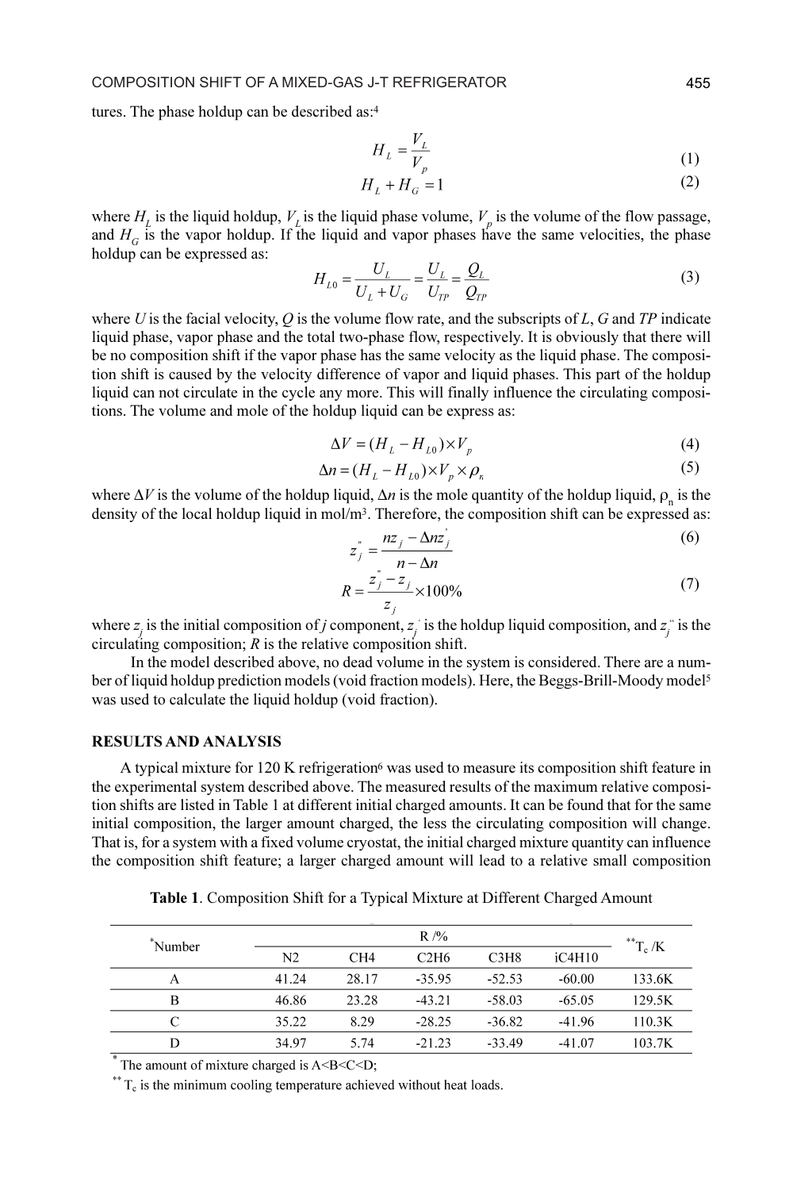tures. The phase holdup can be described as:[4]

$$H_L = \frac{V_L}{V_p} \tag{1}$$

$$H_L + H_G = 1 \tag{2}$$

where $H_L$ is the liquid holdup, $V_L$ is the liquid phase volume, $V_p$ is the volume of the flow passage, and $H_G$ is the vapor holdup. If the liquid and vapor phases have the same velocities, the phase holdup can be expressed as:

$$H_{L0} = \frac{U_L}{U_L + U_G} = \frac{U_L}{U_{TP}} = \frac{Q_L}{Q_{TP}} \tag{3}$$

where $U$ is the facial velocity, $Q$ is the volume flow rate, and the subscripts of $L$, $G$ and $TP$ indicate liquid phase, vapor phase and the total two-phase flow, respectively. It is obviously that there will be no composition shift if the vapor phase has the same velocity as the liquid phase. The composition shift is caused by the velocity difference of vapor and liquid phases. This part of the holdup liquid can not circulate in the cycle any more. This will finally influence the circulating compositions. The volume and mole of the holdup liquid can be express as:

$$\Delta V = (H_L - H_{L0}) \times V_p \tag{4}$$

$$\Delta n = (H_L - H_{L0}) \times V_p \times \rho_n \tag{5}$$

where $\Delta V$ is the volume of the holdup liquid, $\Delta n$ is the mole quantity of the holdup liquid, $\rho_n$ is the density of the local holdup liquid in mol/m$^3$. Therefore, the composition shift can be expressed as:

$$z_j^{''} = \frac{n z_j - \Delta n z_j^{'}}{n - \Delta n} \tag{6}$$

$$R = \frac{z_j^{''} - z_j}{z_j} \times 100\% \tag{7}$$

where $z_j$ is the initial composition of $j$ component, $z_j^{'}$ is the holdup liquid composition, and $z_j^{''}$ is the circulating composition; $R$ is the relative composition shift.

In the model described above, no dead volume in the system is considered. There are a number of liquid holdup prediction models (void fraction models). Here, the Beggs-Brill-Moody model[5] was used to calculate the liquid holdup (void fraction).

## RESULTS AND ANALYSIS

A typical mixture for 120 K refrigeration[6] was used to measure its composition shift feature in the experimental system described above. The measured results of the maximum relative composition shifts are listed in Table 1 at different initial charged amounts. It can be found that for the same initial composition, the larger amount charged, the less the circulating composition will change. That is, for a system with a fixed volume cryostat, the initial charged mixture quantity can influence the composition shift feature; a larger charged amount will lead to a relative small composition

**Table 1**. Composition Shift for a Typical Mixture at Different Charged Amount

| *Number | R /% | | | | | **$T_c$ /K |
|---|---|---|---|---|---|---|
| | N2 | CH4 | C2H6 | C3H8 | iC4H10 | |
| A | 41.24 | 28.17 | -35.95 | -52.53 | -60.00 | 133.6K |
| B | 46.86 | 23.28 | -43.21 | -58.03 | -65.05 | 129.5K |
| C | 35.22 | 8.29 | -28.25 | -36.82 | -41.96 | 110.3K |
| D | 34.97 | 5.74 | -21.23 | -33.49 | -41.07 | 103.7K |

\* The amount of mixture charged is A<B<C<D;

\*\* $T_c$ is the minimum cooling temperature achieved without heat loads.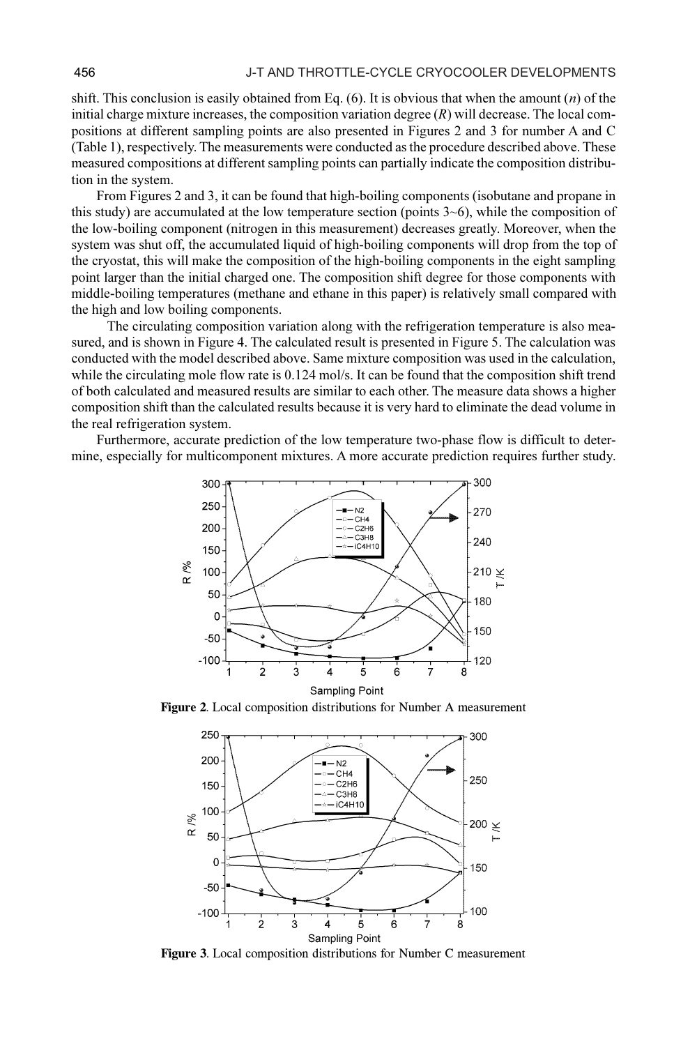shift. This conclusion is easily obtained from Eq. (6). It is obvious that when the amount ($n$) of the initial charge mixture increases, the composition variation degree ($R$) will decrease. The local compositions at different sampling points are also presented in Figures 2 and 3 for number A and C (Table 1), respectively. The measurements were conducted as the procedure described above. These measured compositions at different sampling points can partially indicate the composition distribution in the system.

From Figures 2 and 3, it can be found that high-boiling components (isobutane and propane in this study) are accumulated at the low temperature section (points 3~6), while the composition of the low-boiling component (nitrogen in this measurement) decreases greatly. Moreover, when the system was shut off, the accumulated liquid of high-boiling components will drop from the top of the cryostat, this will make the composition of the high-boiling components in the eight sampling point larger than the initial charged one. The composition shift degree for those components with middle-boiling temperatures (methane and ethane in this paper) is relatively small compared with the high and low boiling components.

The circulating composition variation along with the refrigeration temperature is also measured, and is shown in Figure 4. The calculated result is presented in Figure 5. The calculation was conducted with the model described above. Same mixture composition was used in the calculation, while the circulating mole flow rate is 0.124 mol/s. It can be found that the composition shift trend of both calculated and measured results are similar to each other. The measure data shows a higher composition shift than the calculated results because it is very hard to eliminate the dead volume in the real refrigeration system.

Furthermore, accurate prediction of the low temperature two-phase flow is difficult to determine, especially for multicomponent mixtures. A more accurate prediction requires further study.

**Figure 2**. Local composition distributions for Number A measurement

**Figure 3**. Local composition distributions for Number C measurement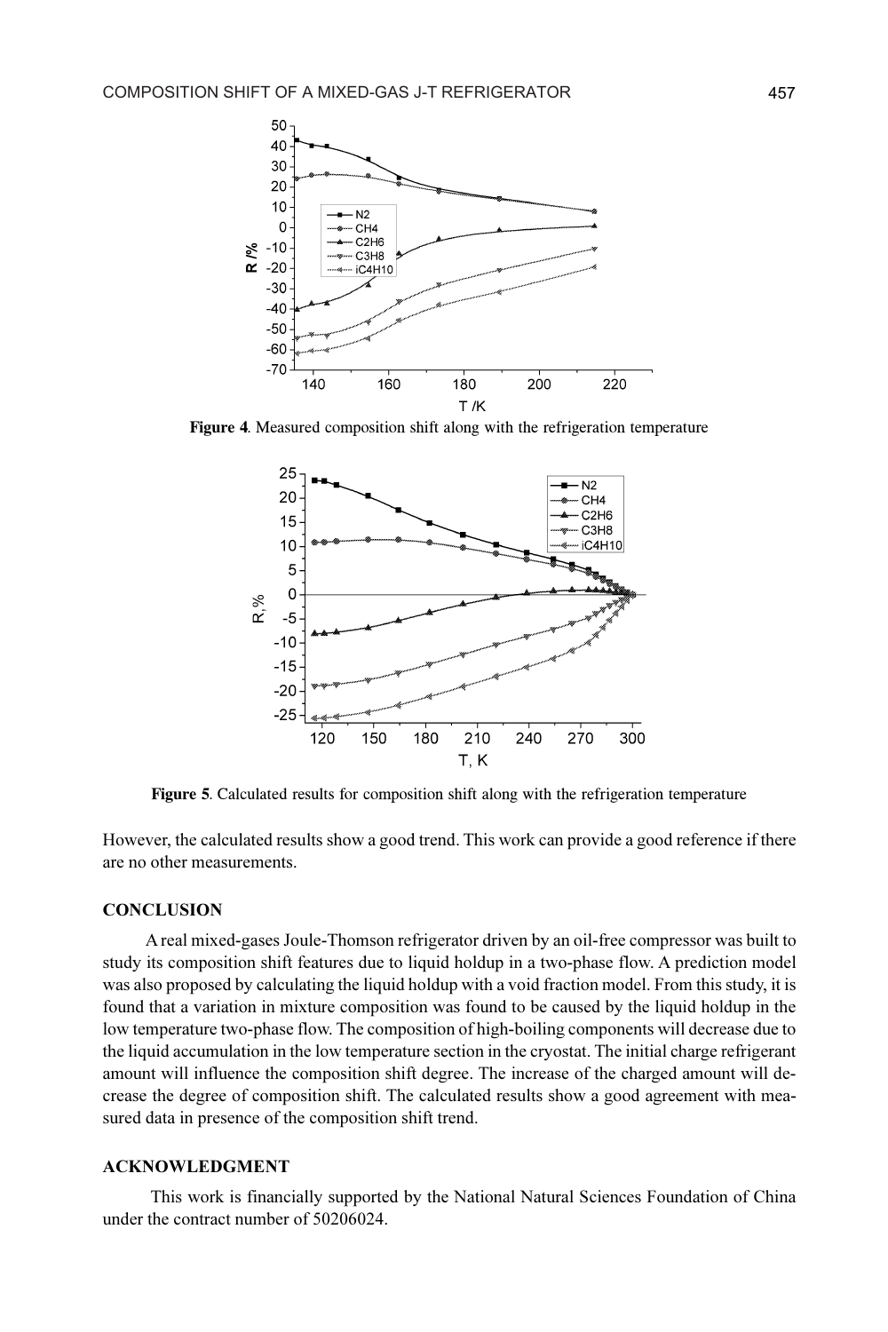**Figure 4**. Measured composition shift along with the refrigeration temperature

**Figure 5**. Calculated results for composition shift along with the refrigeration temperature

However, the calculated results show a good trend. This work can provide a good reference if there are no other measurements.

## CONCLUSION

A real mixed-gases Joule-Thomson refrigerator driven by an oil-free compressor was built to study its composition shift features due to liquid holdup in a two-phase flow. A prediction model was also proposed by calculating the liquid holdup with a void fraction model. From this study, it is found that a variation in mixture composition was found to be caused by the liquid holdup in the low temperature two-phase flow. The composition of high-boiling components will decrease due to the liquid accumulation in the low temperature section in the cryostat. The initial charge refrigerant amount will influence the composition shift degree. The increase of the charged amount will decrease the degree of composition shift. The calculated results show a good agreement with measured data in presence of the composition shift trend.

## ACKNOWLEDGMENT

This work is financially supported by the National Natural Sciences Foundation of China under the contract number of 50206024.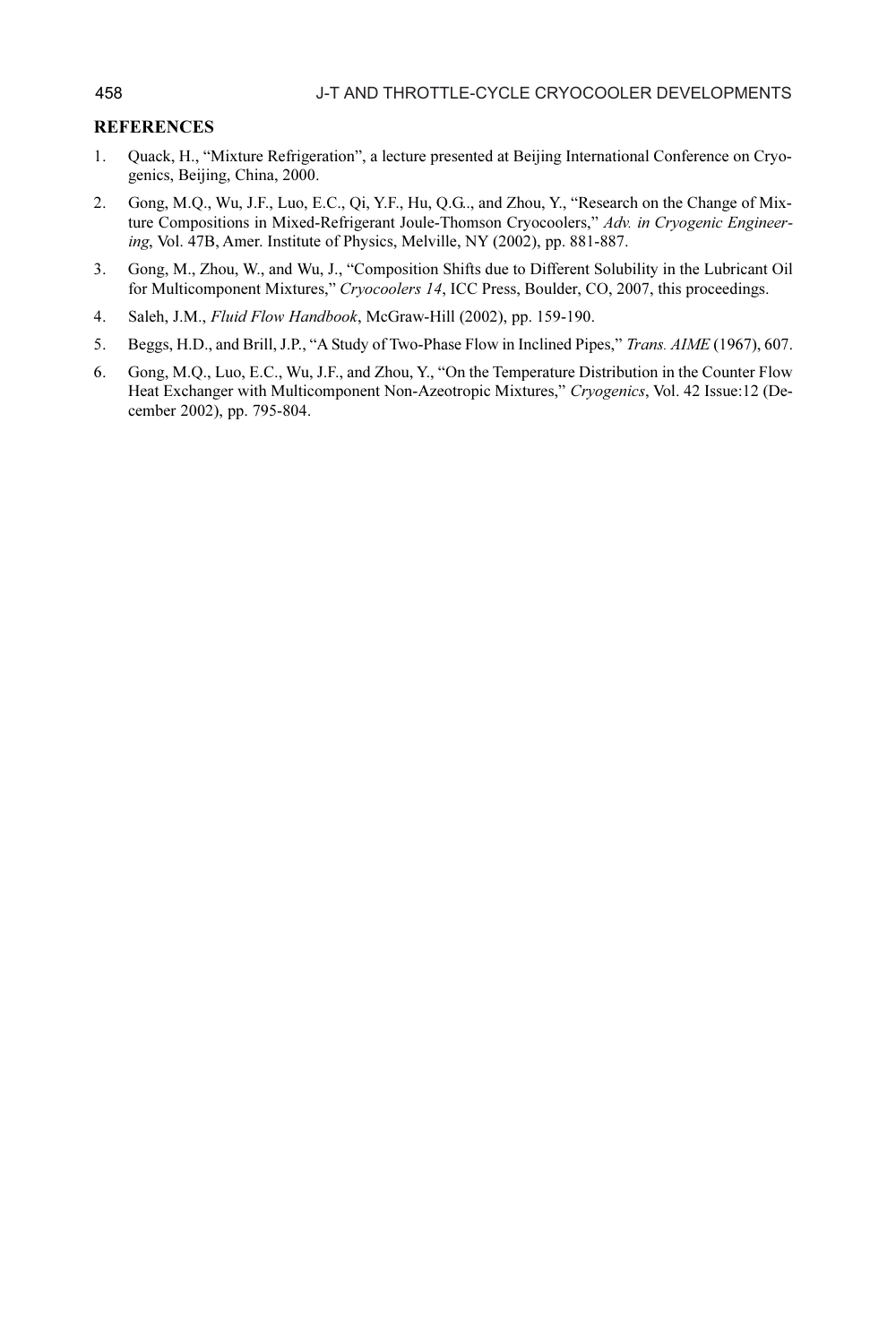## REFERENCES

1. Quack, H., "Mixture Refrigeration", a lecture presented at Beijing International Conference on Cryogenics, Beijing, China, 2000.
2. Gong, M.Q., Wu, J.F., Luo, E.C., Qi, Y.F., Hu, Q.G.., and Zhou, Y., "Research on the Change of Mixture Compositions in Mixed-Refrigerant Joule-Thomson Cryocoolers," *Adv. in Cryogenic Engineering*, Vol. 47B, Amer. Institute of Physics, Melville, NY (2002), pp. 881-887.
3. Gong, M., Zhou, W., and Wu, J., "Composition Shifts due to Different Solubility in the Lubricant Oil for Multicomponent Mixtures," *Cryocoolers 14*, ICC Press, Boulder, CO, 2007, this proceedings.
4. Saleh, J.M., *Fluid Flow Handbook*, McGraw-Hill (2002), pp. 159-190.
5. Beggs, H.D., and Brill, J.P., "A Study of Two-Phase Flow in Inclined Pipes," *Trans. AIME* (1967), 607.
6. Gong, M.Q., Luo, E.C., Wu, J.F., and Zhou, Y., "On the Temperature Distribution in the Counter Flow Heat Exchanger with Multicomponent Non-Azeotropic Mixtures," *Cryogenics*, Vol. 42 Issue:12 (December 2002), pp. 795-804.